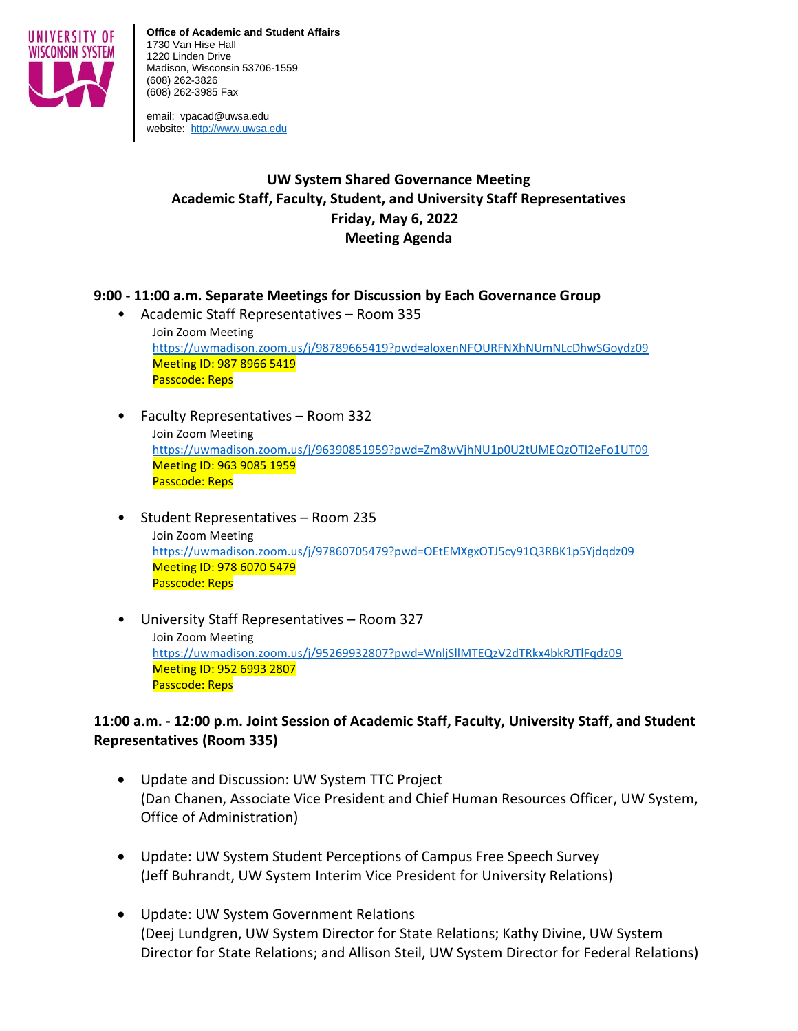**Office of Academic and Student Affairs**
1730 Van Hise Hall
1220 Linden Drive
Madison, Wisconsin 53706-1559
(608) 262-3826
(608) 262-3985 Fax

email: vpacad@uwsa.edu
website: http://www.uwsa.edu

# UW System Shared Governance Meeting
## Academic Staff, Faculty, Student, and University Staff Representatives
## Friday, May 6, 2022
## Meeting Agenda

### 9:00 - 11:00 a.m. Separate Meetings for Discussion by Each Governance Group

- Academic Staff Representatives – Room 335
  Join Zoom Meeting
  https://uwmadison.zoom.us/j/98789665419?pwd=aloxenNFOURFNXhNUmNLcDhwSGoydz09
  Meeting ID: 987 8966 5419
  Passcode: Reps

- Faculty Representatives – Room 332
  Join Zoom Meeting
  https://uwmadison.zoom.us/j/96390851959?pwd=Zm8wVjhNU1p0U2tUMEQzOTI2eFo1UT09
  Meeting ID: 963 9085 1959
  Passcode: Reps

- Student Representatives – Room 235
  Join Zoom Meeting
  https://uwmadison.zoom.us/j/97860705479?pwd=OEtEMXgxOTJ5cy91Q3RBK1p5Yjdqdz09
  Meeting ID: 978 6070 5479
  Passcode: Reps

- University Staff Representatives – Room 327
  Join Zoom Meeting
  https://uwmadison.zoom.us/j/95269932807?pwd=WnljSllMTEQzV2dTRkx4bkRJTlFqdz09
  Meeting ID: 952 6993 2807
  Passcode: Reps

### 11:00 a.m. - 12:00 p.m. Joint Session of Academic Staff, Faculty, University Staff, and Student Representatives (Room 335)

- Update and Discussion: UW System TTC Project
  (Dan Chanen, Associate Vice President and Chief Human Resources Officer, UW System, Office of Administration)

- Update: UW System Student Perceptions of Campus Free Speech Survey
  (Jeff Buhrandt, UW System Interim Vice President for University Relations)

- Update: UW System Government Relations
  (Deej Lundgren, UW System Director for State Relations; Kathy Divine, UW System Director for State Relations; and Allison Steil, UW System Director for Federal Relations)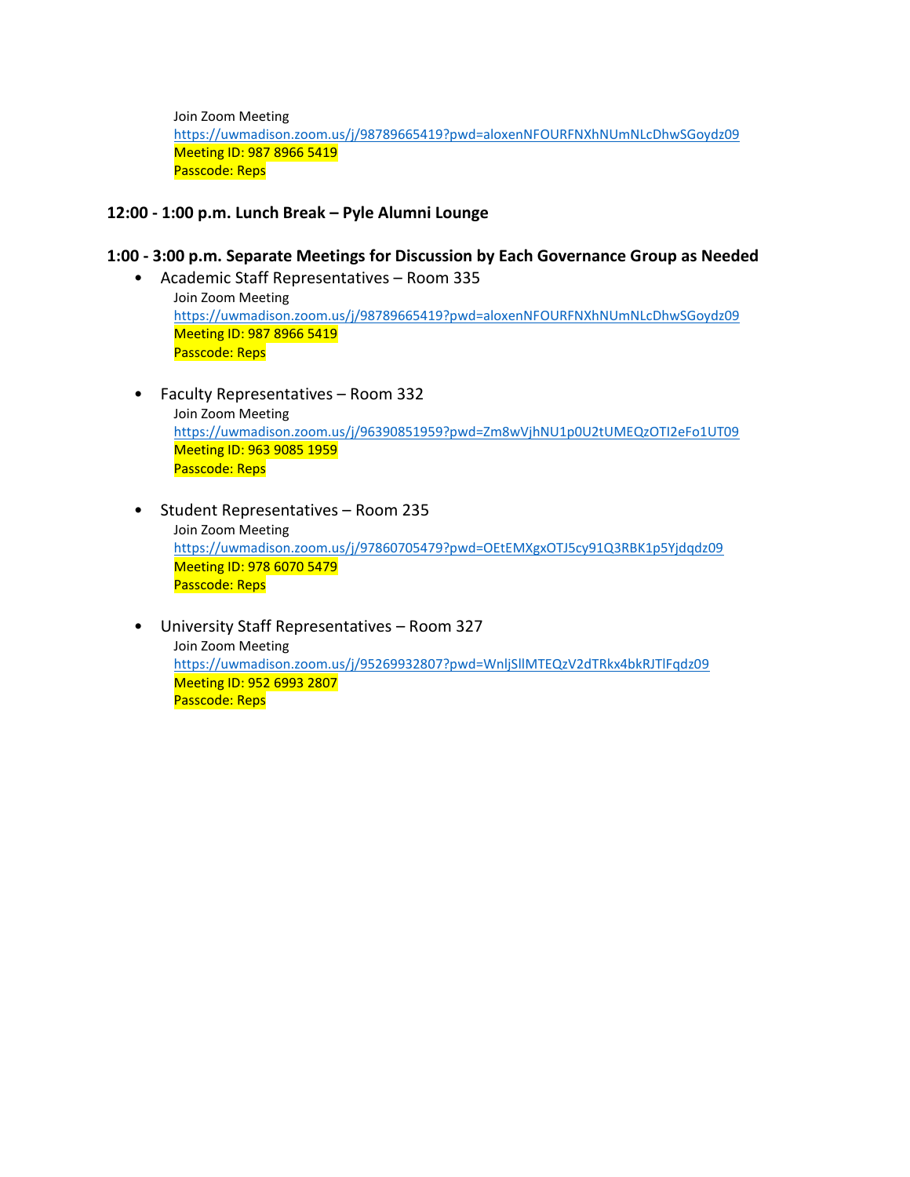Join Zoom Meeting
https://uwmadison.zoom.us/j/98789665419?pwd=aloxenNFOURFNXhNUmNLcDhwSGoydz09
Meeting ID: 987 8966 5419
Passcode: Reps

**12:00 - 1:00 p.m. Lunch Break – Pyle Alumni Lounge**

**1:00 - 3:00 p.m. Separate Meetings for Discussion by Each Governance Group as Needed**

- Academic Staff Representatives – Room 335
  Join Zoom Meeting
  https://uwmadison.zoom.us/j/98789665419?pwd=aloxenNFOURFNXhNUmNLcDhwSGoydz09
  Meeting ID: 987 8966 5419
  Passcode: Reps

- Faculty Representatives – Room 332
  Join Zoom Meeting
  https://uwmadison.zoom.us/j/96390851959?pwd=Zm8wVjhNU1p0U2tUMEQzOTI2eFo1UT09
  Meeting ID: 963 9085 1959
  Passcode: Reps

- Student Representatives – Room 235
  Join Zoom Meeting
  https://uwmadison.zoom.us/j/97860705479?pwd=OEtEMXgxOTJ5cy91Q3RBK1p5Yjdqdz09
  Meeting ID: 978 6070 5479
  Passcode: Reps

- University Staff Representatives – Room 327
  Join Zoom Meeting
  https://uwmadison.zoom.us/j/95269932807?pwd=WnljSllMTEQzV2dTRkx4bkRJTlFqdz09
  Meeting ID: 952 6993 2807
  Passcode: Reps